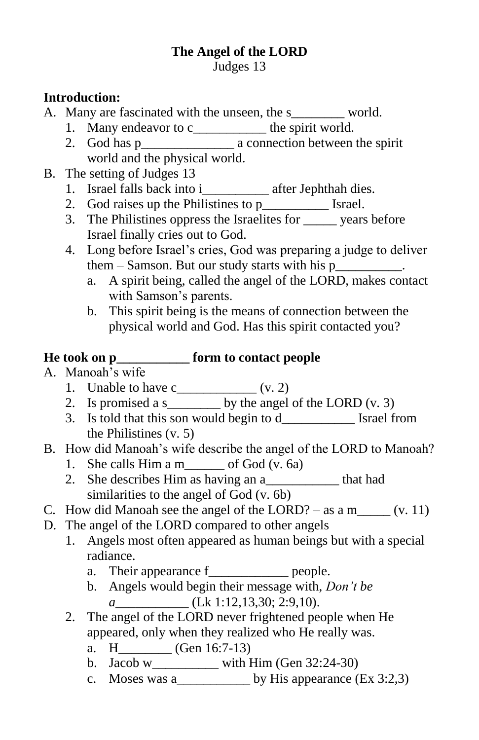**The Angel of the LORD**
Judges 13

**Introduction:**

A. Many are fascinated with the unseen, the s________ world.
   1. Many endeavor to c___________ the spirit world.
   2. God has p______________ a connection between the spirit world and the physical world.

B. The setting of Judges 13
   1. Israel falls back into i__________ after Jephthah dies.
   2. God raises up the Philistines to p__________ Israel.
   3. The Philistines oppress the Israelites for _____ years before Israel finally cries out to God.
   4. Long before Israel's cries, God was preparing a judge to deliver them – Samson. But our study starts with his p__________.
      a. A spirit being, called the angel of the LORD, makes contact with Samson's parents.
      b. This spirit being is the means of connection between the physical world and God. Has this spirit contacted you?

**He took on p___________ form to contact people**

A. Manoah's wife
   1. Unable to have c____________ (v. 2)
   2. Is promised a s________ by the angel of the LORD (v. 3)
   3. Is told that this son would begin to d___________ Israel from the Philistines (v. 5)

B. How did Manoah's wife describe the angel of the LORD to Manoah?
   1. She calls Him a m______ of God (v. 6a)
   2. She describes Him as having an a___________ that had similarities to the angel of God (v. 6b)

C. How did Manoah see the angel of the LORD? – as a m_____ (v. 11)

D. The angel of the LORD compared to other angels
   1. Angels most often appeared as human beings but with a special radiance.
      a. Their appearance f____________ people.
      b. Angels would begin their message with, *Don't be a*___________ (Lk 1:12,13,30; 2:9,10).
   2. The angel of the LORD never frightened people when He appeared, only when they realized who He really was.
      a. H________ (Gen 16:7-13)
      b. Jacob w__________ with Him (Gen 32:24-30)
      c. Moses was a___________ by His appearance (Ex 3:2,3)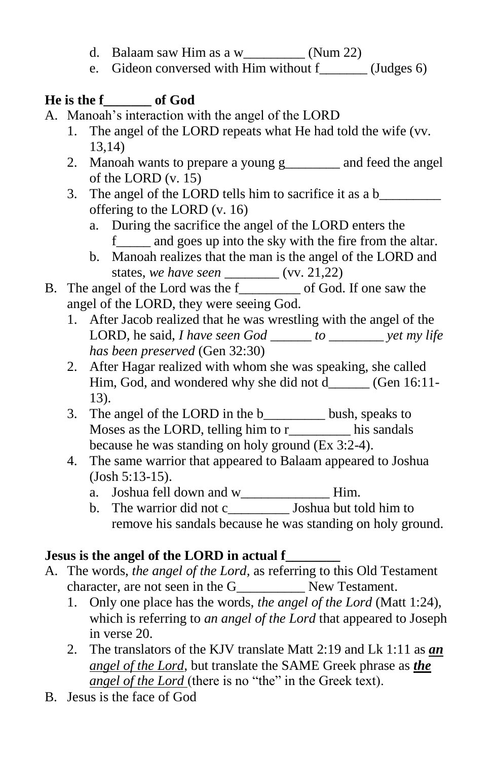d. Balaam saw Him as a w_________ (Num 22)
   e. Gideon conversed with Him without f_______ (Judges 6)

**He is the f_______ of God**

A. Manoah's interaction with the angel of the LORD
   1. The angel of the LORD repeats what He had told the wife (vv. 13,14)
   2. Manoah wants to prepare a young g________ and feed the angel of the LORD (v. 15)
   3. The angel of the LORD tells him to sacrifice it as a b_________ offering to the LORD (v. 16)
      a. During the sacrifice the angel of the LORD enters the f_____ and goes up into the sky with the fire from the altar.
      b. Manoah realizes that the man is the angel of the LORD and states, *we have seen* ________ (vv. 21,22)

B. The angel of the Lord was the f_________ of God. If one saw the angel of the LORD, they were seeing God.
   1. After Jacob realized that he was wrestling with the angel of the LORD, he said, *I have seen God ______ to ________ yet my life has been preserved* (Gen 32:30)
   2. After Hagar realized with whom she was speaking, she called Him, God, and wondered why she did not d______ (Gen 16:11-13).
   3. The angel of the LORD in the b_________ bush, speaks to Moses as the LORD, telling him to r_________ his sandals because he was standing on holy ground (Ex 3:2-4).
   4. The same warrior that appeared to Balaam appeared to Joshua (Josh 5:13-15).
      a. Joshua fell down and w_____________ Him.
      b. The warrior did not c_________ Joshua but told him to remove his sandals because he was standing on holy ground.

**Jesus is the angel of the LORD in actual f________**

A. The words, *the angel of the Lord*, as referring to this Old Testament character, are not seen in the G__________ New Testament.
   1. Only one place has the words, *the angel of the Lord* (Matt 1:24), which is referring to *an angel of the Lord* that appeared to Joseph in verse 20.
   2. The translators of the KJV translate Matt 2:19 and Lk 1:11 as ***an*** *angel of the Lord*, but translate the SAME Greek phrase as ***the*** *angel of the Lord* (there is no "the" in the Greek text).

B. Jesus is the face of God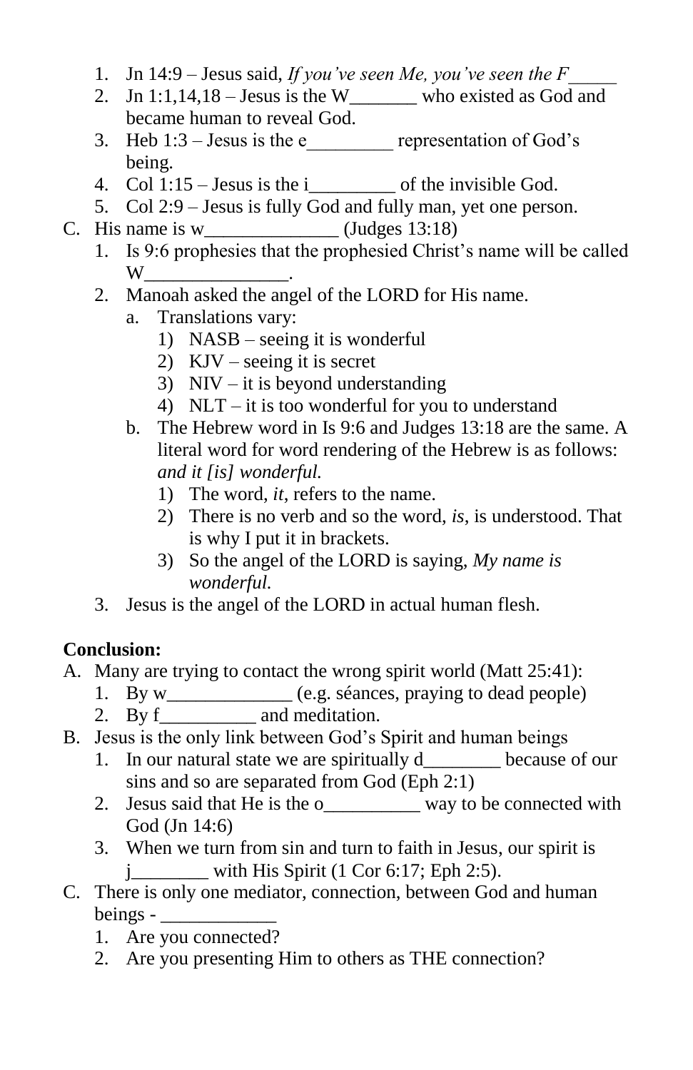1. Jn 14:9 – Jesus said, *If you've seen Me, you've seen the F_____*
2. Jn 1:1,14,18 – Jesus is the W_______ who existed as God and became human to reveal God.
3. Heb 1:3 – Jesus is the e_________ representation of God's being.
4. Col 1:15 – Jesus is the i_________ of the invisible God.
5. Col 2:9 – Jesus is fully God and fully man, yet one person.

C. His name is w______________ (Judges 13:18)
   1. Is 9:6 prophesies that the prophesied Christ's name will be called W_______________.
   2. Manoah asked the angel of the LORD for His name.
      a. Translations vary:
         1) NASB – seeing it is wonderful
         2) KJV – seeing it is secret
         3) NIV – it is beyond understanding
         4) NLT – it is too wonderful for you to understand
      b. The Hebrew word in Is 9:6 and Judges 13:18 are the same. A literal word for word rendering of the Hebrew is as follows: *and it [is] wonderful.*
         1) The word, *it*, refers to the name.
         2) There is no verb and so the word, *is*, is understood. That is why I put it in brackets.
         3) So the angel of the LORD is saying, *My name is wonderful.*
   3. Jesus is the angel of the LORD in actual human flesh.

**Conclusion:**

A. Many are trying to contact the wrong spirit world (Matt 25:41):
   1. By w_____________ (e.g. séances, praying to dead people)
   2. By f__________ and meditation.

B. Jesus is the only link between God's Spirit and human beings
   1. In our natural state we are spiritually d________ because of our sins and so are separated from God (Eph 2:1)
   2. Jesus said that He is the o__________ way to be connected with God (Jn 14:6)
   3. When we turn from sin and turn to faith in Jesus, our spirit is j________ with His Spirit (1 Cor 6:17; Eph 2:5).

C. There is only one mediator, connection, between God and human beings - ____________
   1. Are you connected?
   2. Are you presenting Him to others as THE connection?